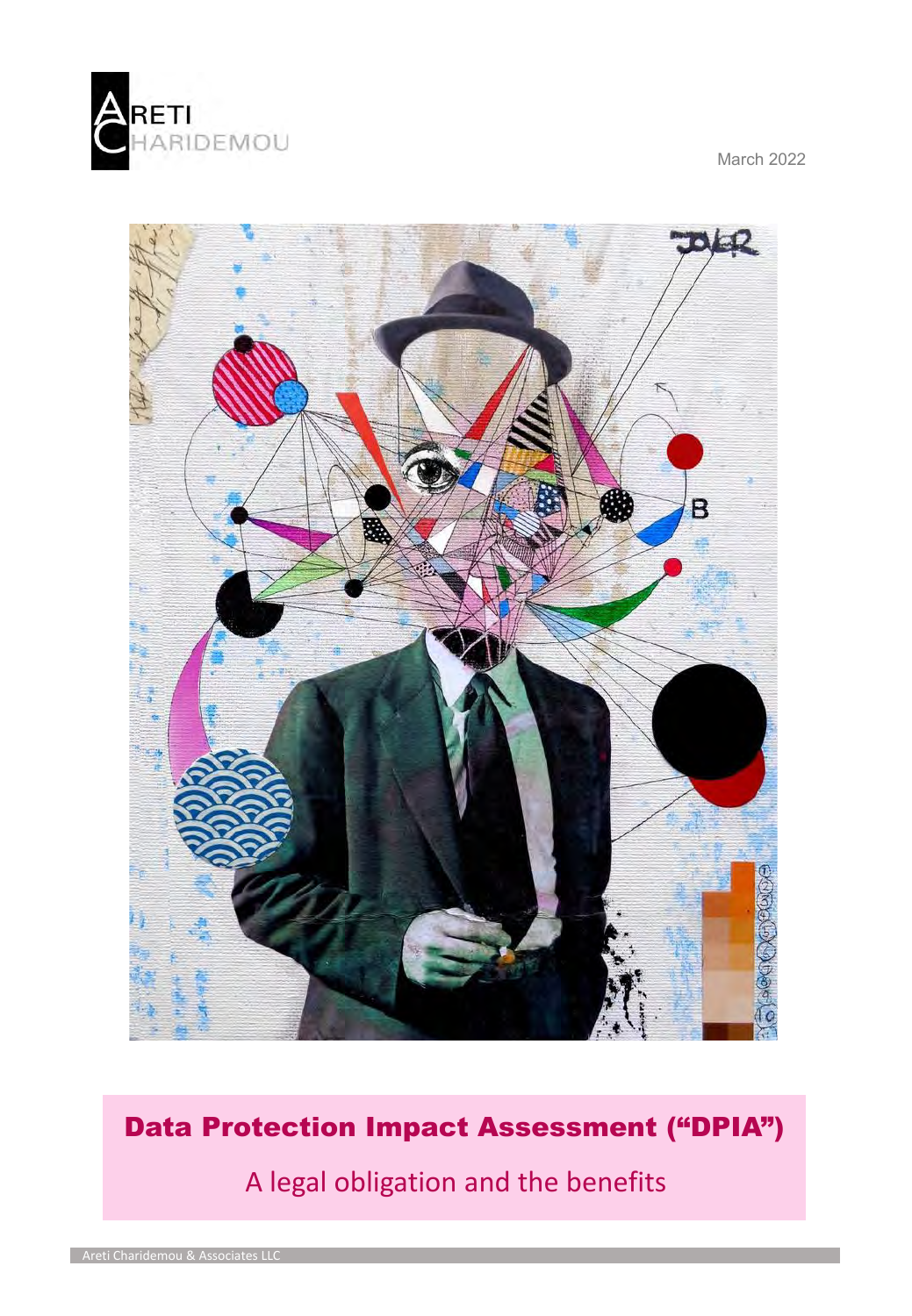ARETI CHARIDEMOU

March 2022

# Data Protection Impact Assessment ("DPIA")

A legal obligation and the benefits

Areti Charidemou & Associates LLC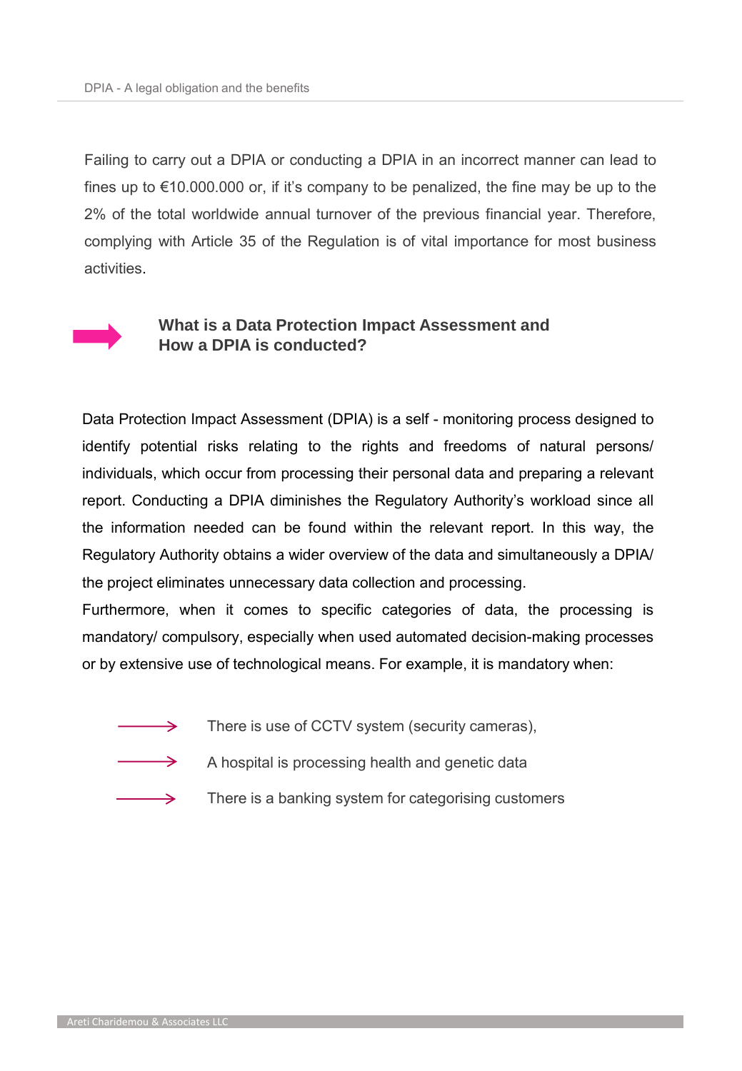Failing to carry out a DPIA or conducting a DPIA in an incorrect manner can lead to fines up to €10.000.000 or, if it's company to be penalized, the fine may be up to the 2% of the total worldwide annual turnover of the previous financial year. Therefore, complying with Article 35 of the Regulation is of vital importance for most business activities.

## What is a Data Protection Impact Assessment and How a DPIA is conducted?

Data Protection Impact Assessment (DPIA) is a self - monitoring process designed to identify potential risks relating to the rights and freedoms of natural persons/ individuals, which occur from processing their personal data and preparing a relevant report. Conducting a DPIA diminishes the Regulatory Authority's workload since all the information needed can be found within the relevant report. In this way, the Regulatory Authority obtains a wider overview of the data and simultaneously a DPIA/ the project eliminates unnecessary data collection and processing.

Furthermore, when it comes to specific categories of data, the processing is mandatory/ compulsory, especially when used automated decision-making processes or by extensive use of technological means. For example, it is mandatory when:

- There is use of CCTV system (security cameras),
- A hospital is processing health and genetic data
- There is a banking system for categorising customers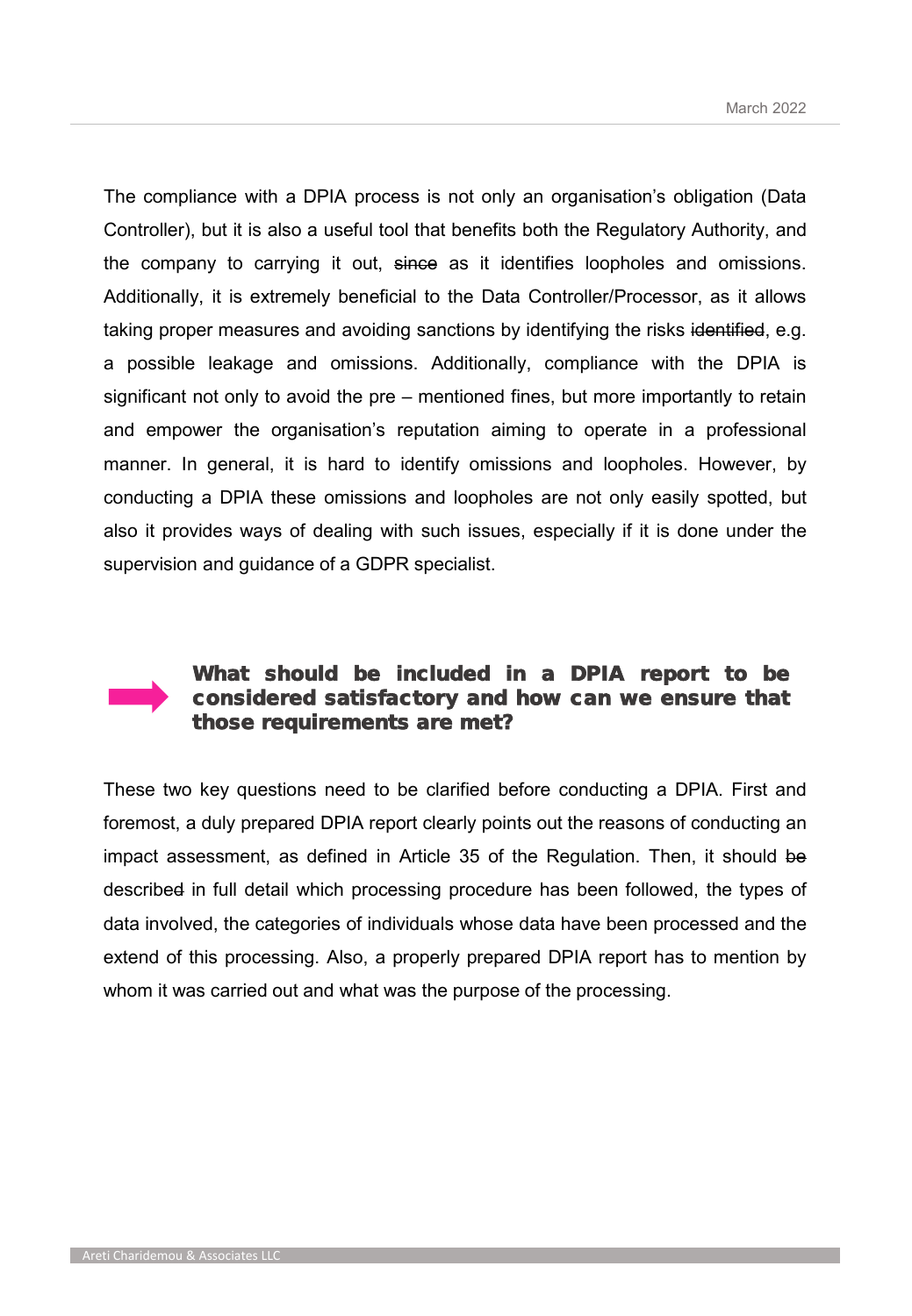The compliance with a DPIA process is not only an organisation's obligation (Data Controller), but it is also a useful tool that benefits both the Regulatory Authority, and the company to carrying it out, ~~since~~ as it identifies loopholes and omissions. Additionally, it is extremely beneficial to the Data Controller/Processor, as it allows taking proper measures and avoiding sanctions by identifying the risks ~~identified~~, e.g. a possible leakage and omissions. Additionally, compliance with the DPIA is significant not only to avoid the pre – mentioned fines, but more importantly to retain and empower the organisation's reputation aiming to operate in a professional manner. In general, it is hard to identify omissions and loopholes. However, by conducting a DPIA these omissions and loopholes are not only easily spotted, but also it provides ways of dealing with such issues, especially if it is done under the supervision and guidance of a GDPR specialist.

## What should be included in a DPIA report to be considered satisfactory and how can we ensure that those requirements are met?

These two key questions need to be clarified before conducting a DPIA. First and foremost, a duly prepared DPIA report clearly points out the reasons of conducting an impact assessment, as defined in Article 35 of the Regulation. Then, it should ~~be~~ describe~~d~~ in full detail which processing procedure has been followed, the types of data involved, the categories of individuals whose data have been processed and the extend of this processing. Also, a properly prepared DPIA report has to mention by whom it was carried out and what was the purpose of the processing.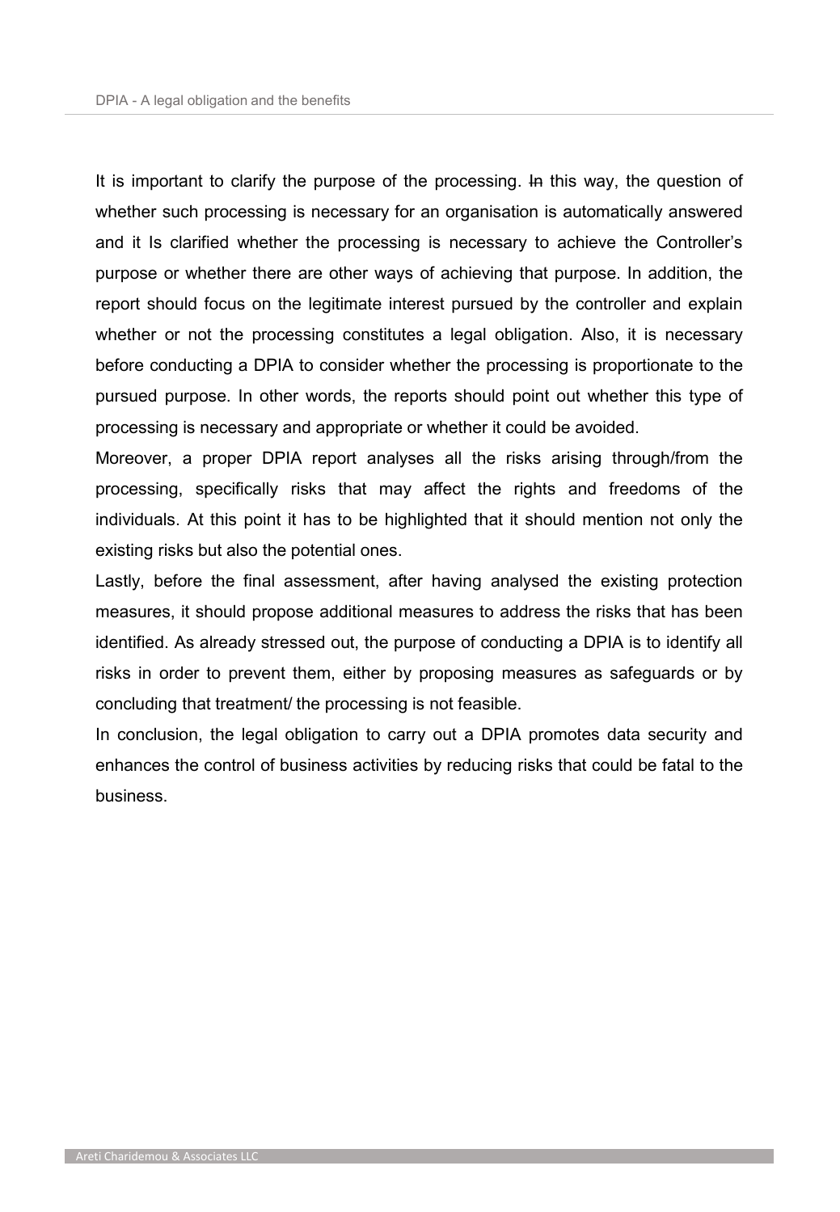It is important to clarify the purpose of the processing. In this way, the question of whether such processing is necessary for an organisation is automatically answered and it Is clarified whether the processing is necessary to achieve the Controller's purpose or whether there are other ways of achieving that purpose. In addition, the report should focus on the legitimate interest pursued by the controller and explain whether or not the processing constitutes a legal obligation. Also, it is necessary before conducting a DPIA to consider whether the processing is proportionate to the pursued purpose. In other words, the reports should point out whether this type of processing is necessary and appropriate or whether it could be avoided.

Moreover, a proper DPIA report analyses all the risks arising through/from the processing, specifically risks that may affect the rights and freedoms of the individuals. At this point it has to be highlighted that it should mention not only the existing risks but also the potential ones.

Lastly, before the final assessment, after having analysed the existing protection measures, it should propose additional measures to address the risks that has been identified. As already stressed out, the purpose of conducting a DPIA is to identify all risks in order to prevent them, either by proposing measures as safeguards or by concluding that treatment/ the processing is not feasible.

In conclusion, the legal obligation to carry out a DPIA promotes data security and enhances the control of business activities by reducing risks that could be fatal to the business.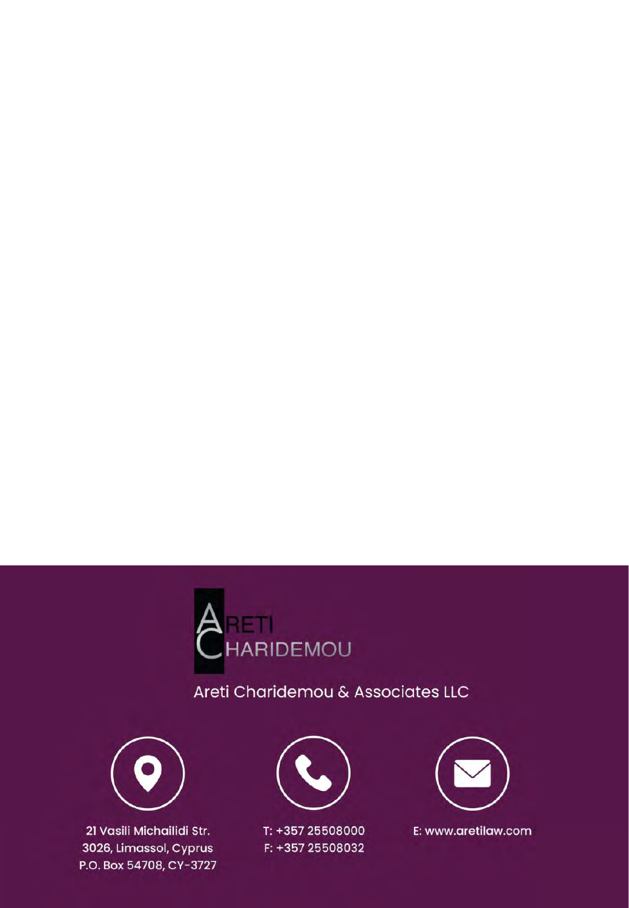ARETI CHARIDEMOU

Areti Charidemou & Associates LLC

21 Vasili Michailidi Str.
3026, Limassol, Cyprus
P.O. Box 54708, CY-3727

T: +357 25508000
F: +357 25508032

E: www.aretilaw.com